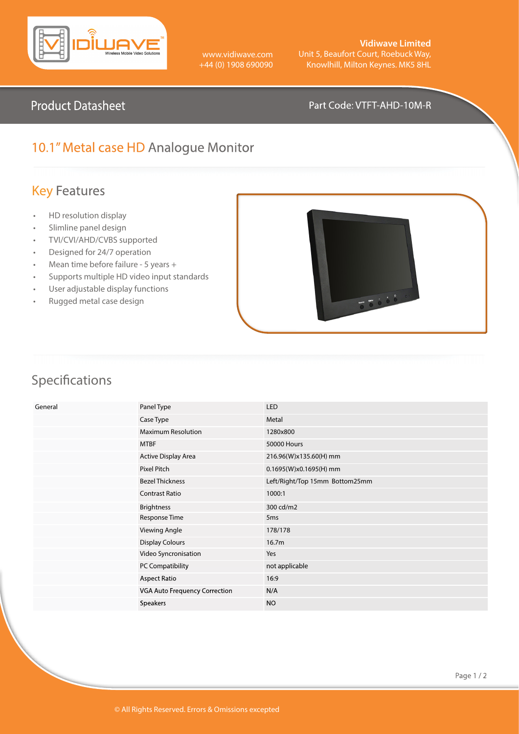Vidiwave Limited
Unit 5, Beaufort Court, Roebuck Way,
Knowlhill, Milton Keynes. MK5 8HL

www.vidiwave.com
+44 (0) 1908 690090

## Product Datasheet

Part Code: VTFT-AHD-10M-R

# 10.1" Metal case HD Analogue Monitor

## Key Features

- HD resolution display
- Slimline panel design
- TVI/CVI/AHD/CVBS supported
- Designed for 24/7 operation
- Mean time before failure - 5 years +
- Supports multiple HD video input standards
- User adjustable display functions
- Rugged metal case design

## Specifications

| | | |
|---|---|---|
| General | Panel Type | LED |
| | Case Type | Metal |
| | Maximum Resolution | 1280x800 |
| | MTBF | 50000 Hours |
| | Active Display Area | 216.96(W)x135.60(H) mm |
| | Pixel Pitch | 0.1695(W)x0.1695(H) mm |
| | Bezel Thickness | Left/Right/Top 15mm Bottom25mm |
| | Contrast Ratio | 1000:1 |
| | Brightness | 300 cd/m2 |
| | Response Time | 5ms |
| | Viewing Angle | 178/178 |
| | Display Colours | 16.7m |
| | Video Syncronisation | Yes |
| | PC Compatibility | not applicable |
| | Aspect Ratio | 16:9 |
| | VGA Auto Frequency Correction | N/A |
| | Speakers | NO |

© All Rights Reserved. Errors & Omissions excepted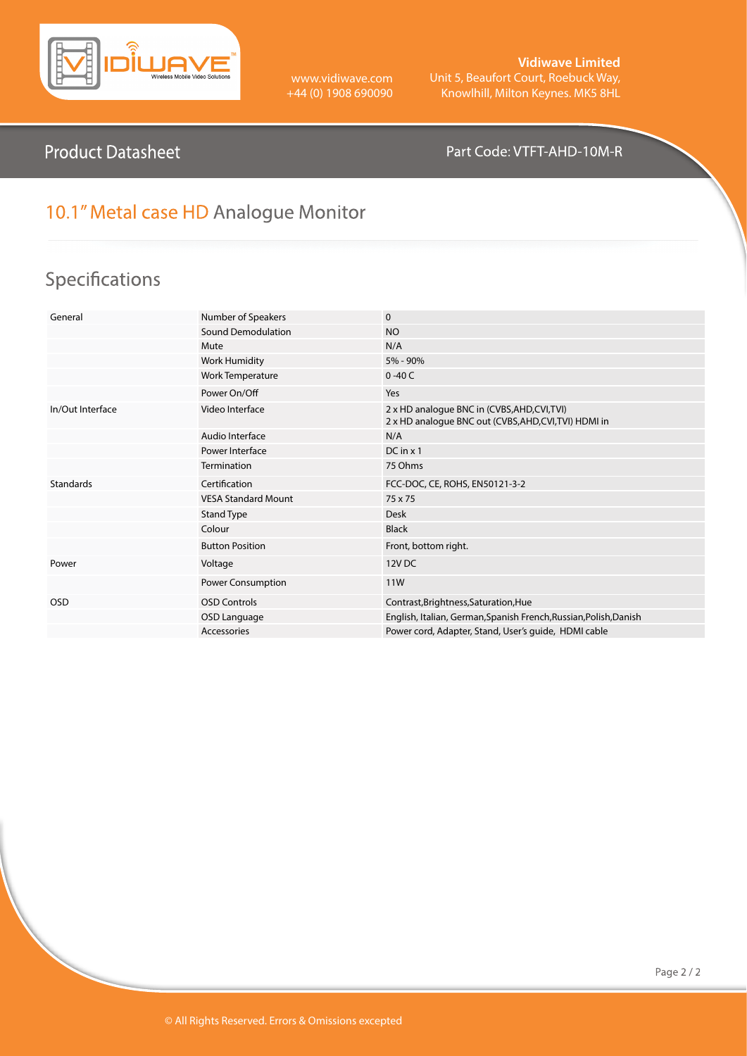Vidiwave Limited
Unit 5, Beaufort Court, Roebuck Way,
Knowlhill, Milton Keynes. MK5 8HL

www.vidiwave.com
+44 (0) 1908 690090

Product Datasheet

Part Code: VTFT-AHD-10M-R

# 10.1" Metal case HD Analogue Monitor

## Specifications

| | | |
|---|---|---|
| General | Number of Speakers | 0 |
| | Sound Demodulation | NO |
| | Mute | N/A |
| | Work Humidity | 5% - 90% |
| | Work Temperature | 0 -40 C |
| | Power On/Off | Yes |
| In/Out Interface | Video Interface | 2 x HD analogue BNC in (CVBS,AHD,CVI,TVI)<br>2 x HD analogue BNC out (CVBS,AHD,CVI,TVI) HDMI in |
| | Audio Interface | N/A |
| | Power Interface | DC in x 1 |
| | Termination | 75 Ohms |
| Standards | Certification | FCC-DOC, CE, ROHS, EN50121-3-2 |
| | VESA Standard Mount | 75 x 75 |
| | Stand Type | Desk |
| | Colour | Black |
| | Button Position | Front, bottom right. |
| Power | Voltage | 12V DC |
| | Power Consumption | 11W |
| OSD | OSD Controls | Contrast,Brightness,Saturation,Hue |
| | OSD Language | English, Italian, German,Spanish French,Russian,Polish,Danish |
| | Accessories | Power cord, Adapter, Stand, User's guide, HDMI cable |

© All Rights Reserved. Errors & Omissions excepted